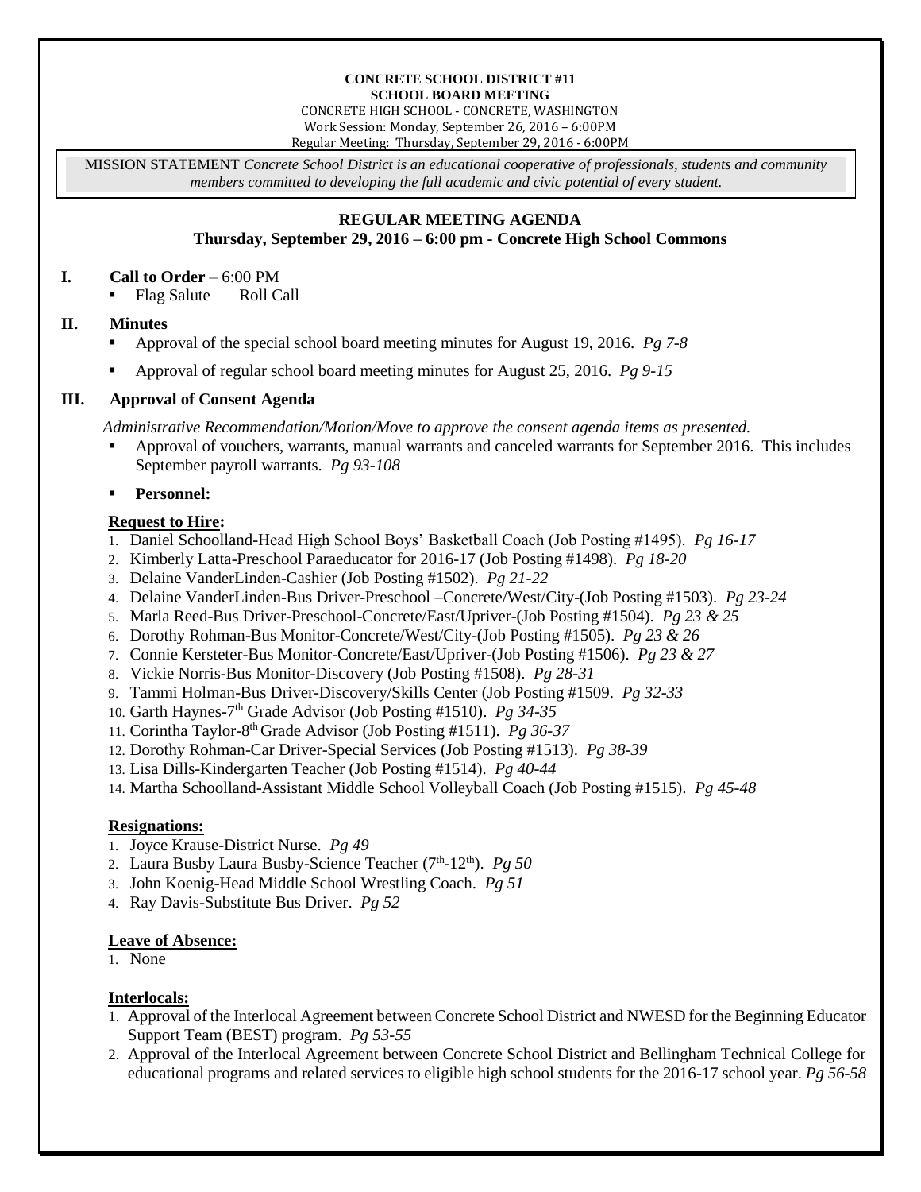**CONCRETE SCHOOL DISTRICT #11**
**SCHOOL BOARD MEETING**
CONCRETE HIGH SCHOOL - CONCRETE, WASHINGTON
Work Session: Monday, September 26, 2016 – 6:00PM
Regular Meeting: Thursday, September 29, 2016 - 6:00PM

MISSION STATEMENT *Concrete School District is an educational cooperative of professionals, students and community members committed to developing the full academic and civic potential of every student.*

## REGULAR MEETING AGENDA
### Thursday, September 29, 2016 – 6:00 pm - Concrete High School Commons

**I. Call to Order** – 6:00 PM
- Flag Salute Roll Call

**II. Minutes**
- Approval of the special school board meeting minutes for August 19, 2016. *Pg 7-8*
- Approval of regular school board meeting minutes for August 25, 2016. *Pg 9-15*

**III. Approval of Consent Agenda**

*Administrative Recommendation/Motion/Move to approve the consent agenda items as presented.*
- Approval of vouchers, warrants, manual warrants and canceled warrants for September 2016. This includes September payroll warrants. *Pg 93-108*
- **Personnel:**

**Request to Hire:**
1. Daniel Schoolland-Head High School Boys' Basketball Coach (Job Posting #1495). *Pg 16-17*
2. Kimberly Latta-Preschool Paraeducator for 2016-17 (Job Posting #1498). *Pg 18-20*
3. Delaine VanderLinden-Cashier (Job Posting #1502). *Pg 21-22*
4. Delaine VanderLinden-Bus Driver-Preschool –Concrete/West/City-(Job Posting #1503). *Pg 23-24*
5. Marla Reed-Bus Driver-Preschool-Concrete/East/Upriver-(Job Posting #1504). *Pg 23 & 25*
6. Dorothy Rohman-Bus Monitor-Concrete/West/City-(Job Posting #1505). *Pg 23 & 26*
7. Connie Kersteter-Bus Monitor-Concrete/East/Upriver-(Job Posting #1506). *Pg 23 & 27*
8. Vickie Norris-Bus Monitor-Discovery (Job Posting #1508). *Pg 28-31*
9. Tammi Holman-Bus Driver-Discovery/Skills Center (Job Posting #1509. *Pg 32-33*
10. Garth Haynes-7th Grade Advisor (Job Posting #1510). *Pg 34-35*
11. Corintha Taylor-8th Grade Advisor (Job Posting #1511). *Pg 36-37*
12. Dorothy Rohman-Car Driver-Special Services (Job Posting #1513). *Pg 38-39*
13. Lisa Dills-Kindergarten Teacher (Job Posting #1514). *Pg 40-44*
14. Martha Schoolland-Assistant Middle School Volleyball Coach (Job Posting #1515). *Pg 45-48*

**Resignations:**
1. Joyce Krause-District Nurse. *Pg 49*
2. Laura Busby Laura Busby-Science Teacher (7th-12th). *Pg 50*
3. John Koenig-Head Middle School Wrestling Coach. *Pg 51*
4. Ray Davis-Substitute Bus Driver. *Pg 52*

**Leave of Absence:**
1. None

**Interlocals:**
1. Approval of the Interlocal Agreement between Concrete School District and NWESD for the Beginning Educator Support Team (BEST) program. *Pg 53-55*
2. Approval of the Interlocal Agreement between Concrete School District and Bellingham Technical College for educational programs and related services to eligible high school students for the 2016-17 school year. *Pg 56-58*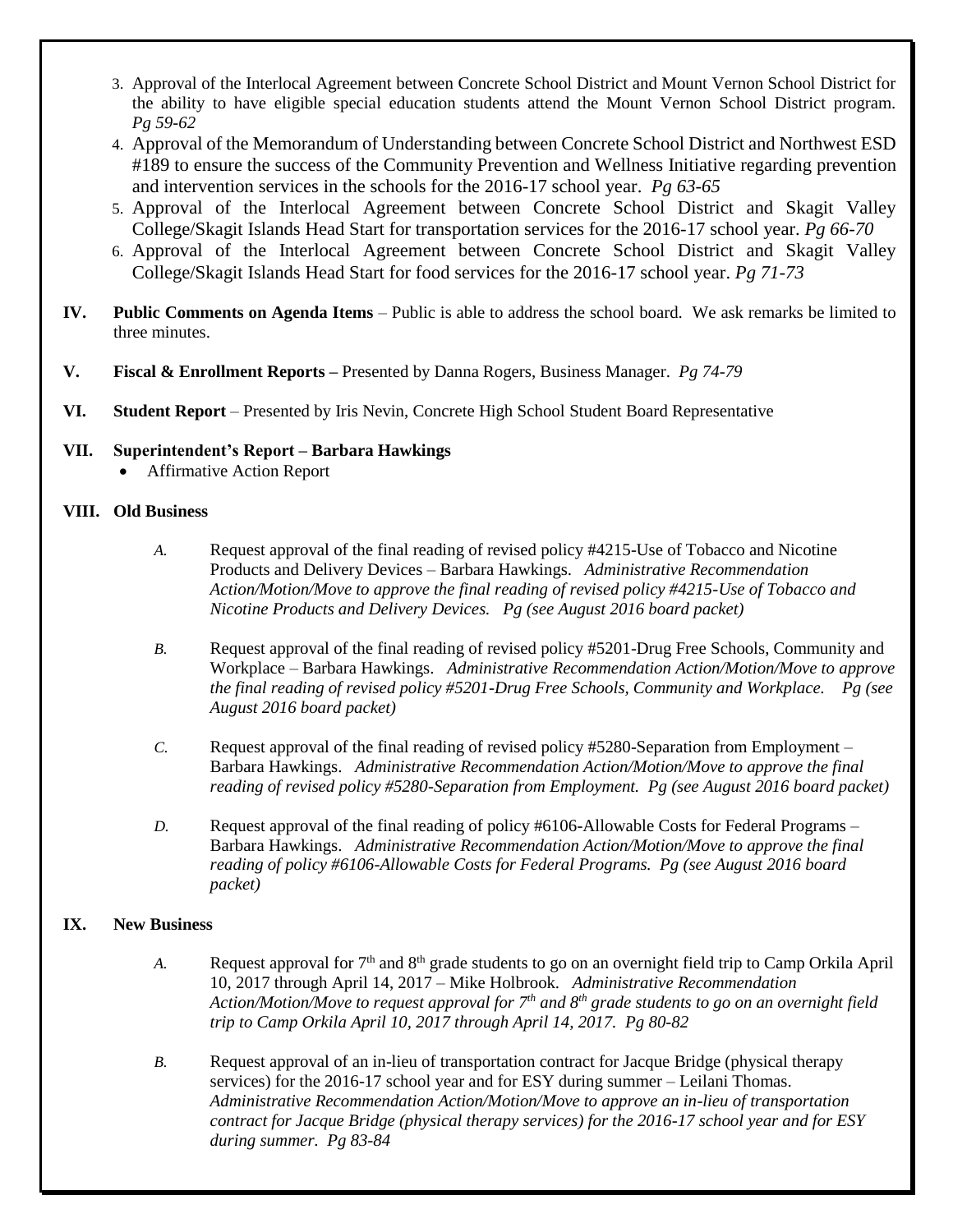3. Approval of the Interlocal Agreement between Concrete School District and Mount Vernon School District for the ability to have eligible special education students attend the Mount Vernon School District program. *Pg 59-62*
4. Approval of the Memorandum of Understanding between Concrete School District and Northwest ESD #189 to ensure the success of the Community Prevention and Wellness Initiative regarding prevention and intervention services in the schools for the 2016-17 school year. *Pg 63-65*
5. Approval of the Interlocal Agreement between Concrete School District and Skagit Valley College/Skagit Islands Head Start for transportation services for the 2016-17 school year. *Pg 66-70*
6. Approval of the Interlocal Agreement between Concrete School District and Skagit Valley College/Skagit Islands Head Start for food services for the 2016-17 school year. *Pg 71-73*

**IV. Public Comments on Agenda Items** – Public is able to address the school board. We ask remarks be limited to three minutes.

**V. Fiscal & Enrollment Reports –** Presented by Danna Rogers, Business Manager. *Pg 74-79*

**VI. Student Report** – Presented by Iris Nevin, Concrete High School Student Board Representative

**VII. Superintendent's Report – Barbara Hawkings**

- Affirmative Action Report

**VIII. Old Business**

*A.* Request approval of the final reading of revised policy #4215-Use of Tobacco and Nicotine Products and Delivery Devices – Barbara Hawkings. *Administrative Recommendation Action/Motion/Move to approve the final reading of revised policy #4215-Use of Tobacco and Nicotine Products and Delivery Devices. Pg (see August 2016 board packet)*

*B.* Request approval of the final reading of revised policy #5201-Drug Free Schools, Community and Workplace – Barbara Hawkings. *Administrative Recommendation Action/Motion/Move to approve the final reading of revised policy #5201-Drug Free Schools, Community and Workplace. Pg (see August 2016 board packet)*

*C.* Request approval of the final reading of revised policy #5280-Separation from Employment – Barbara Hawkings. *Administrative Recommendation Action/Motion/Move to approve the final reading of revised policy #5280-Separation from Employment. Pg (see August 2016 board packet)*

*D.* Request approval of the final reading of policy #6106-Allowable Costs for Federal Programs – Barbara Hawkings. *Administrative Recommendation Action/Motion/Move to approve the final reading of policy #6106-Allowable Costs for Federal Programs. Pg (see August 2016 board packet)*

**IX. New Business**

*A.* Request approval for 7th and 8th grade students to go on an overnight field trip to Camp Orkila April 10, 2017 through April 14, 2017 – Mike Holbrook. *Administrative Recommendation Action/Motion/Move to request approval for 7th and 8th grade students to go on an overnight field trip to Camp Orkila April 10, 2017 through April 14, 2017. Pg 80-82*

*B.* Request approval of an in-lieu of transportation contract for Jacque Bridge (physical therapy services) for the 2016-17 school year and for ESY during summer – Leilani Thomas. *Administrative Recommendation Action/Motion/Move to approve an in-lieu of transportation contract for Jacque Bridge (physical therapy services) for the 2016-17 school year and for ESY during summer. Pg 83-84*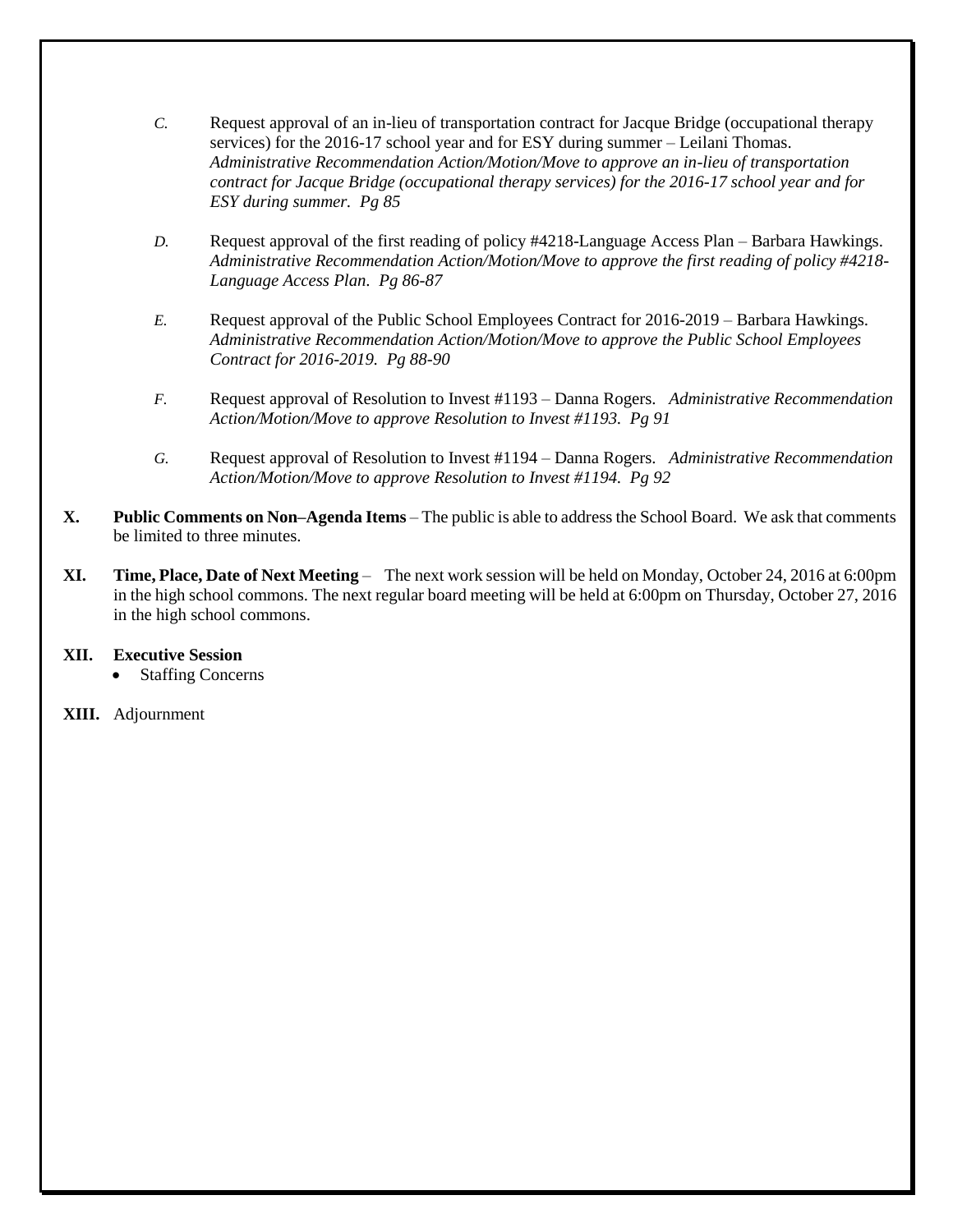*C.* Request approval of an in-lieu of transportation contract for Jacque Bridge (occupational therapy services) for the 2016-17 school year and for ESY during summer – Leilani Thomas. *Administrative Recommendation Action/Motion/Move to approve an in-lieu of transportation contract for Jacque Bridge (occupational therapy services) for the 2016-17 school year and for ESY during summer. Pg 85*

*D.* Request approval of the first reading of policy #4218-Language Access Plan – Barbara Hawkings. *Administrative Recommendation Action/Motion/Move to approve the first reading of policy #4218-Language Access Plan. Pg 86-87*

*E.* Request approval of the Public School Employees Contract for 2016-2019 – Barbara Hawkings. *Administrative Recommendation Action/Motion/Move to approve the Public School Employees Contract for 2016-2019. Pg 88-90*

*F.* Request approval of Resolution to Invest #1193 – Danna Rogers. *Administrative Recommendation Action/Motion/Move to approve Resolution to Invest #1193. Pg 91*

*G.* Request approval of Resolution to Invest #1194 – Danna Rogers. *Administrative Recommendation Action/Motion/Move to approve Resolution to Invest #1194. Pg 92*

**X. Public Comments on Non–Agenda Items** – The public is able to address the School Board. We ask that comments be limited to three minutes.

**XI. Time, Place, Date of Next Meeting** – The next work session will be held on Monday, October 24, 2016 at 6:00pm in the high school commons. The next regular board meeting will be held at 6:00pm on Thursday, October 27, 2016 in the high school commons.

**XII. Executive Session**

- Staffing Concerns

**XIII.** Adjournment